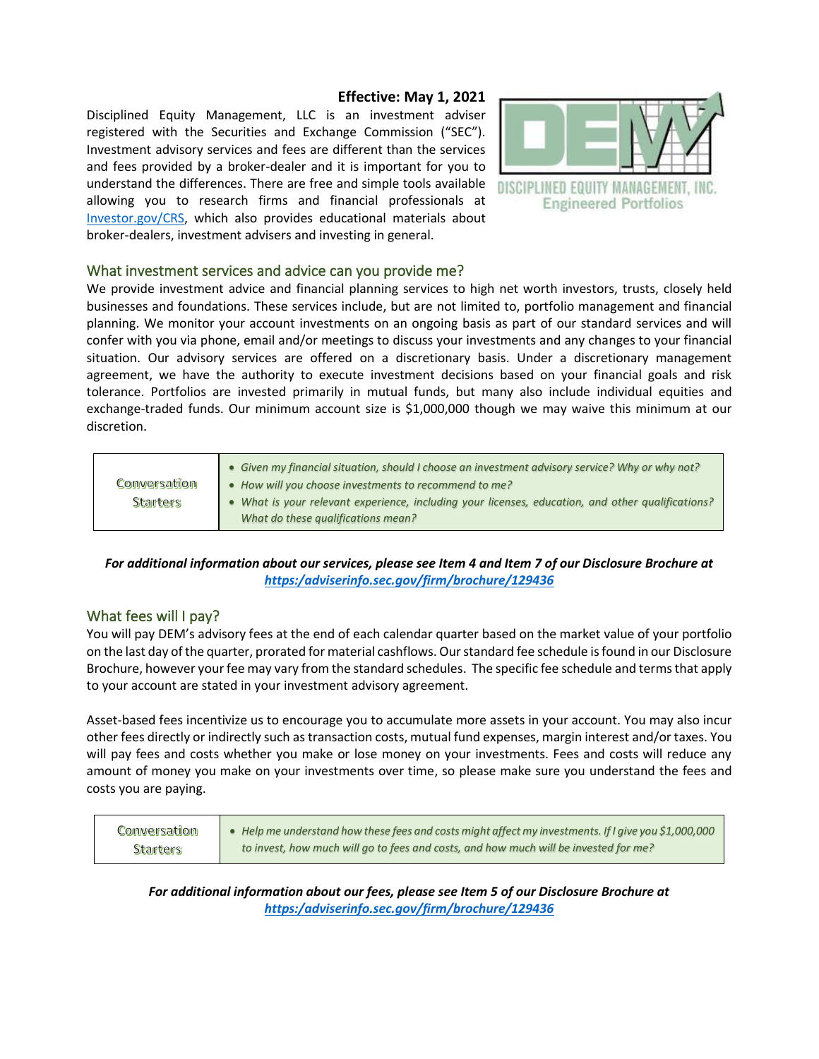**Effective: May 1, 2021**

Disciplined Equity Management, LLC is an investment adviser registered with the Securities and Exchange Commission ("SEC"). Investment advisory services and fees are different than the services and fees provided by a broker-dealer and it is important for you to understand the differences. There are free and simple tools available allowing you to research firms and financial professionals at Investor.gov/CRS, which also provides educational materials about broker-dealers, investment advisers and investing in general.

DISCIPLINED EQUITY MANAGEMENT, INC.
Engineered Portfolios

## What investment services and advice can you provide me?

We provide investment advice and financial planning services to high net worth investors, trusts, closely held businesses and foundations. These services include, but are not limited to, portfolio management and financial planning. We monitor your account investments on an ongoing basis as part of our standard services and will confer with you via phone, email and/or meetings to discuss your investments and any changes to your financial situation. Our advisory services are offered on a discretionary basis. Under a discretionary management agreement, we have the authority to execute investment decisions based on your financial goals and risk tolerance. Portfolios are invested primarily in mutual funds, but many also include individual equities and exchange-traded funds. Our minimum account size is $1,000,000 though we may waive this minimum at our discretion.

| | |
|---|---|
| Conversation Starters | • *Given my financial situation, should I choose an investment advisory service? Why or why not?*<br>• *How will you choose investments to recommend to me?*<br>• *What is your relevant experience, including your licenses, education, and other qualifications? What do these qualifications mean?* |

***For additional information about our services, please see Item 4 and Item 7 of our Disclosure Brochure at https:/adviserinfo.sec.gov/firm/brochure/129436***

## What fees will I pay?

You will pay DEM's advisory fees at the end of each calendar quarter based on the market value of your portfolio on the last day of the quarter, prorated for material cashflows. Our standard fee schedule is found in our Disclosure Brochure, however your fee may vary from the standard schedules. The specific fee schedule and terms that apply to your account are stated in your investment advisory agreement.

Asset-based fees incentivize us to encourage you to accumulate more assets in your account. You may also incur other fees directly or indirectly such as transaction costs, mutual fund expenses, margin interest and/or taxes. You will pay fees and costs whether you make or lose money on your investments. Fees and costs will reduce any amount of money you make on your investments over time, so please make sure you understand the fees and costs you are paying.

| | |
|---|---|
| Conversation Starters | • *Help me understand how these fees and costs might affect my investments. If I give you $1,000,000 to invest, how much will go to fees and costs, and how much will be invested for me?* |

***For additional information about our fees, please see Item 5 of our Disclosure Brochure at https:/adviserinfo.sec.gov/firm/brochure/129436***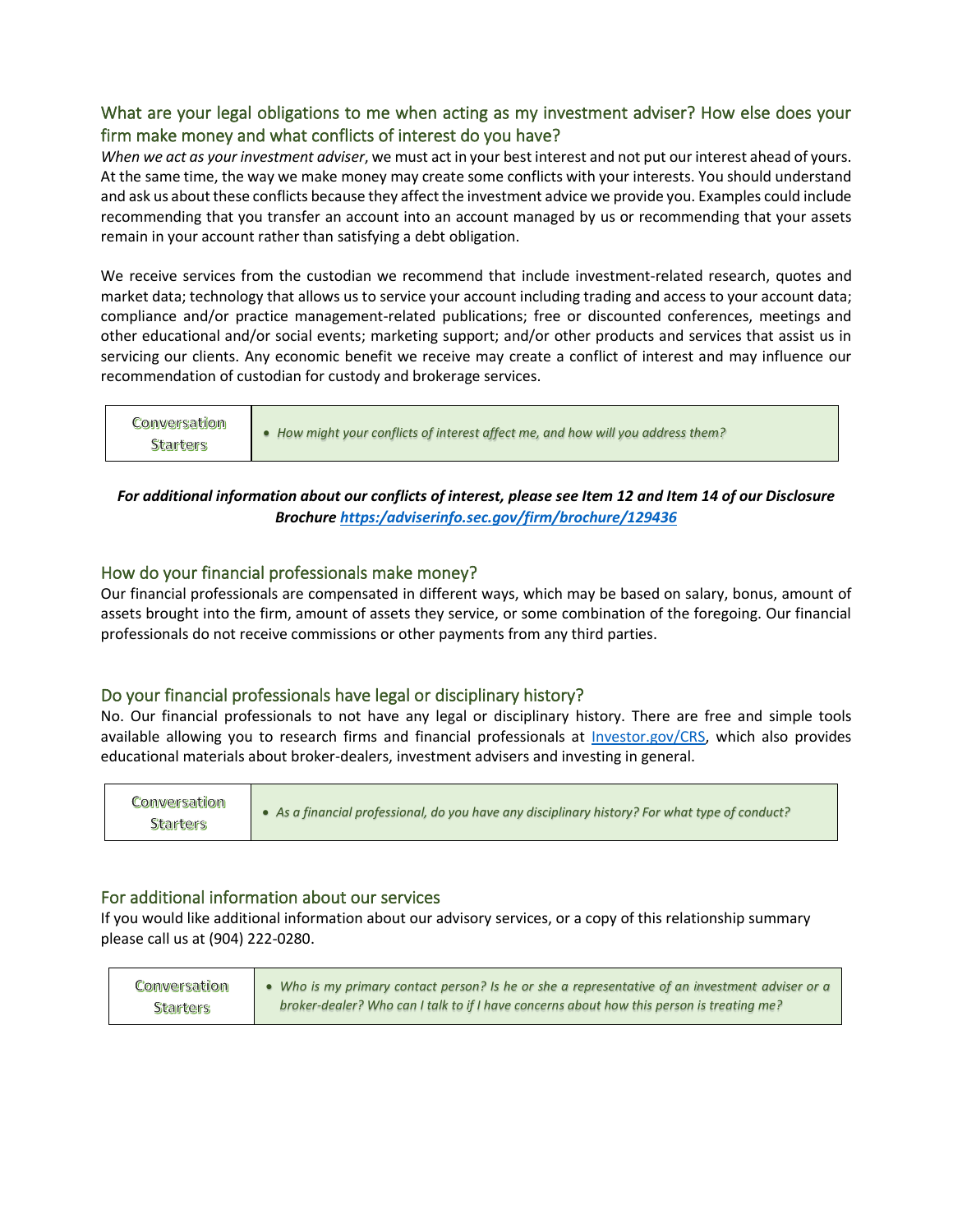## What are your legal obligations to me when acting as my investment adviser? How else does your firm make money and what conflicts of interest do you have?

*When we act as your investment adviser*, we must act in your best interest and not put our interest ahead of yours. At the same time, the way we make money may create some conflicts with your interests. You should understand and ask us about these conflicts because they affect the investment advice we provide you. Examples could include recommending that you transfer an account into an account managed by us or recommending that your assets remain in your account rather than satisfying a debt obligation.

We receive services from the custodian we recommend that include investment-related research, quotes and market data; technology that allows us to service your account including trading and access to your account data; compliance and/or practice management-related publications; free or discounted conferences, meetings and other educational and/or social events; marketing support; and/or other products and services that assist us in servicing our clients. Any economic benefit we receive may create a conflict of interest and may influence our recommendation of custodian for custody and brokerage services.

| | |
|---|---|
| Conversation Starters | • *How might your conflicts of interest affect me, and how will you address them?* |

***For additional information about our conflicts of interest, please see Item 12 and Item 14 of our Disclosure Brochure [https:/adviserinfo.sec.gov/firm/brochure/129436](https:/adviserinfo.sec.gov/firm/brochure/129436)***

## How do your financial professionals make money?

Our financial professionals are compensated in different ways, which may be based on salary, bonus, amount of assets brought into the firm, amount of assets they service, or some combination of the foregoing. Our financial professionals do not receive commissions or other payments from any third parties.

## Do your financial professionals have legal or disciplinary history?

No. Our financial professionals to not have any legal or disciplinary history. There are free and simple tools available allowing you to research firms and financial professionals at [Investor.gov/CRS](Investor.gov/CRS), which also provides educational materials about broker-dealers, investment advisers and investing in general.

| | |
|---|---|
| Conversation Starters | • *As a financial professional, do you have any disciplinary history? For what type of conduct?* |

## For additional information about our services

If you would like additional information about our advisory services, or a copy of this relationship summary please call us at (904) 222-0280.

| | |
|---|---|
| Conversation Starters | • *Who is my primary contact person? Is he or she a representative of an investment adviser or a broker-dealer? Who can I talk to if I have concerns about how this person is treating me?* |